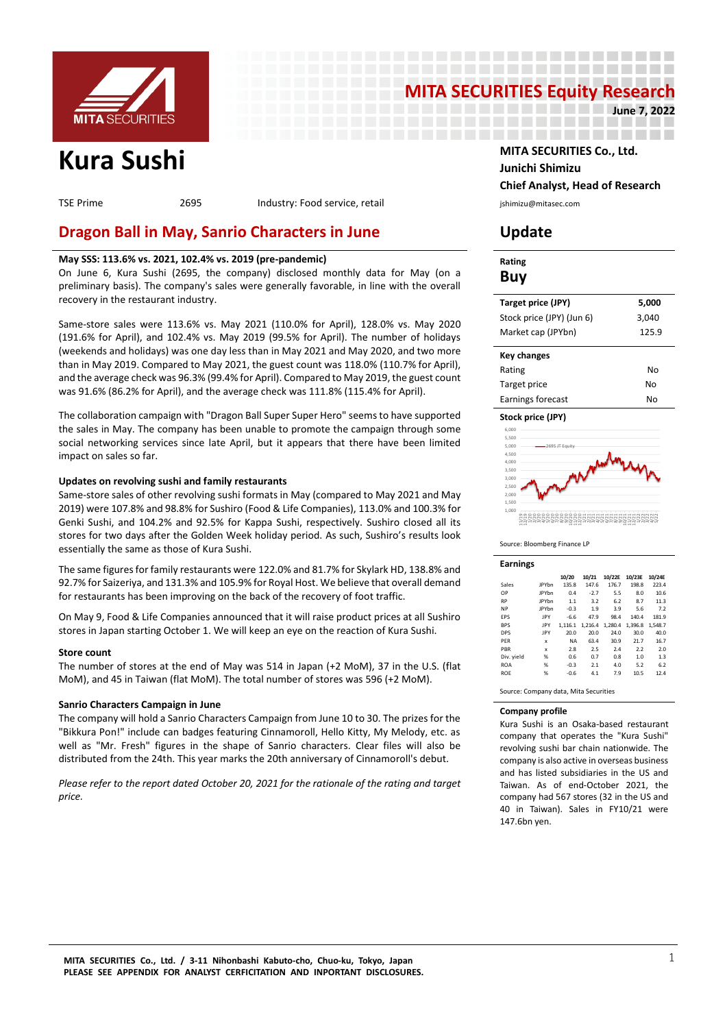# MITA SECURITIES Equity Research

**June 7, 2022**

# Kura Sushi

TSE Prime | 2695 | Industry: Food service, retail

**MITA SECURITIES Co., Ltd.**
**Junichi Shimizu**
**Chief Analyst, Head of Research**
jshimizu@mitasec.com

## Dragon Ball in May, Sanrio Characters in June

### Update

**May SSS: 113.6% vs. 2021, 102.4% vs. 2019 (pre-pandemic)**

On June 6, Kura Sushi (2695, the company) disclosed monthly data for May (on a preliminary basis). The company's sales were generally favorable, in line with the overall recovery in the restaurant industry.

Same-store sales were 113.6% vs. May 2021 (110.0% for April), 128.0% vs. May 2020 (191.6% for April), and 102.4% vs. May 2019 (99.5% for April). The number of holidays (weekends and holidays) was one day less than in May 2021 and May 2020, and two more than in May 2019. Compared to May 2021, the guest count was 118.0% (110.7% for April), and the average check was 96.3% (99.4% for April). Compared to May 2019, the guest count was 91.6% (86.2% for April), and the average check was 111.8% (115.4% for April).

The collaboration campaign with "Dragon Ball Super Super Hero" seems to have supported the sales in May. The company has been unable to promote the campaign through some social networking services since late April, but it appears that there have been limited impact on sales so far.

**Updates on revolving sushi and family restaurants**

Same-store sales of other revolving sushi formats in May (compared to May 2021 and May 2019) were 107.8% and 98.8% for Sushiro (Food & Life Companies), 113.0% and 100.3% for Genki Sushi, and 104.2% and 92.5% for Kappa Sushi, respectively. Sushiro closed all its stores for two days after the Golden Week holiday period. As such, Sushiro's results look essentially the same as those of Kura Sushi.

The same figures for family restaurants were 122.0% and 81.7% for Skylark HD, 138.8% and 92.7% for Saizeriya, and 131.3% and 105.9% for Royal Host. We believe that overall demand for restaurants has been improving on the back of the recovery of foot traffic.

On May 9, Food & Life Companies announced that it will raise product prices at all Sushiro stores in Japan starting October 1. We will keep an eye on the reaction of Kura Sushi.

**Store count**

The number of stores at the end of May was 514 in Japan (+2 MoM), 37 in the U.S. (flat MoM), and 45 in Taiwan (flat MoM). The total number of stores was 596 (+2 MoM).

**Sanrio Characters Campaign in June**

The company will hold a Sanrio Characters Campaign from June 10 to 30. The prizes for the "Bikkura Pon!" include can badges featuring Cinnamoroll, Hello Kitty, My Melody, etc. as well as "Mr. Fresh" figures in the shape of Sanrio characters. Clear files will also be distributed from the 24th. This year marks the 20th anniversary of Cinnamoroll's debut.

*Please refer to the report dated October 20, 2021 for the rationale of the rating and target price.*

---

**Rating**

**Buy**

| | |
|---|---|
| Target price (JPY) | **5,000** |
| Stock price (JPY) (Jun 6) | 3,040 |
| Market cap (JPYbn) | 125.9 |

| Key changes | |
|---|---|
| Rating | No |
| Target price | No |
| Earnings forecast | No |

**Stock price (JPY)**

Source: Bloomberg Finance LP

**Earnings**

| | | 10/20 | 10/21 | 10/22E | 10/23E | 10/24E |
|---|---|---|---|---|---|---|
| Sales | JPYbn | 135.8 | 147.6 | 176.7 | 198.8 | 223.4 |
| OP | JPYbn | 0.4 | -2.7 | 5.5 | 8.0 | 10.6 |
| RP | JPYbn | 1.1 | 3.2 | 6.2 | 8.7 | 11.3 |
| NP | JPYbn | -0.3 | 1.9 | 3.9 | 5.6 | 7.2 |
| EPS | JPY | -6.6 | 47.9 | 98.4 | 140.4 | 181.9 |
| BPS | JPY | 1,116.1 | 1,216.4 | 1,280.4 | 1,396.8 | 1,548.7 |
| DPS | JPY | 20.0 | 20.0 | 24.0 | 30.0 | 40.0 |
| PER | x | NA | 63.4 | 30.9 | 21.7 | 16.7 |
| PBR | x | 2.8 | 2.5 | 2.4 | 2.2 | 2.0 |
| Div. yield | % | 0.6 | 0.7 | 0.8 | 1.0 | 1.3 |
| ROA | % | -0.3 | 2.1 | 4.0 | 5.2 | 6.2 |
| ROE | % | -0.6 | 4.1 | 7.9 | 10.5 | 12.4 |

Source: Company data, Mita Securities

**Company profile**

Kura Sushi is an Osaka-based restaurant company that operates the "Kura Sushi" revolving sushi bar chain nationwide. The company is also active in overseas business and has listed subsidiaries in the US and Taiwan. As of end-October 2021, the company had 567 stores (32 in the US and 40 in Taiwan). Sales in FY10/21 were 147.6bn yen.

MITA SECURITIES Co., Ltd. / 3-11 Nihonbashi Kabuto-cho, Chuo-ku, Tokyo, Japan
PLEASE SEE APPENDIX FOR ANALYST CERFICITATION AND INPORTANT DISCLOSURES.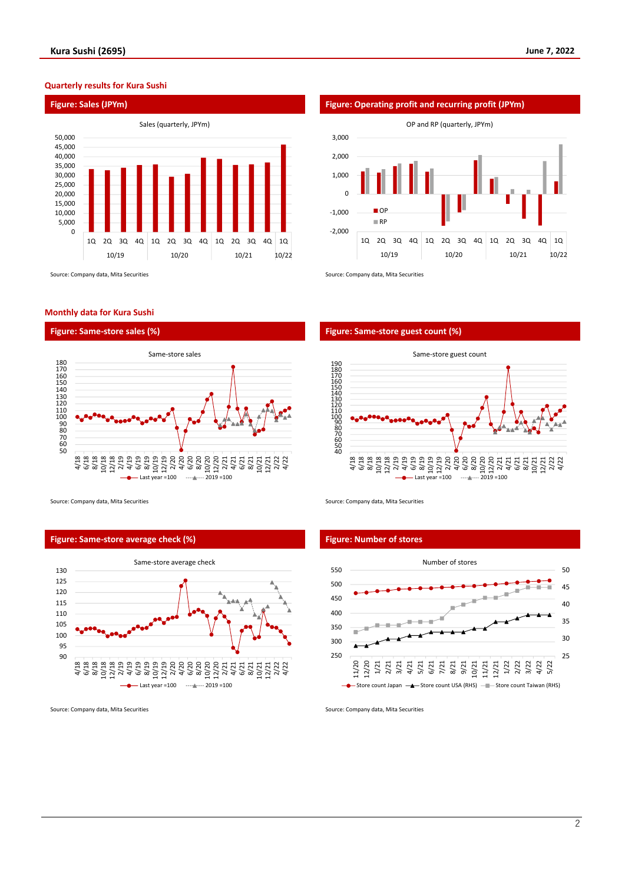## Quarterly results for Kura Sushi

### Figure: Sales (JPYm)

Sales (quarterly, JPYm)

Source: Company data, Mita Securities

### Figure: Operating profit and recurring profit (JPYm)

OP and RP (quarterly, JPYm)

Source: Company data, Mita Securities

## Monthly data for Kura Sushi

### Figure: Same-store sales (%)

Same-store sales

Source: Company data, Mita Securities

### Figure: Same-store guest count (%)

Same-store guest count

Source: Company data, Mita Securities

### Figure: Same-store average check (%)

Same-store average check

Source: Company data, Mita Securities

### Figure: Number of stores

Number of stores

Source: Company data, Mita Securities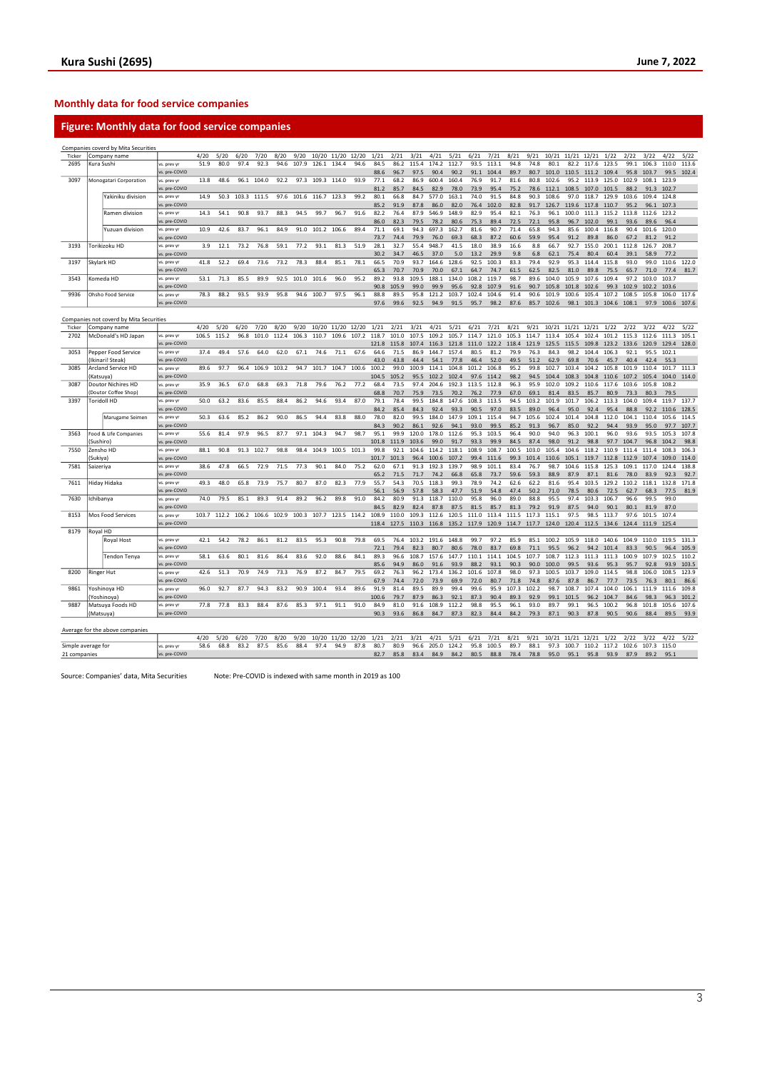## Monthly data for food service companies

## Figure: Monthly data for food service companies

Companies coverd by Mita Securities

| Ticker | Company name | | 4/20 | 5/20 | 6/20 | 7/20 | 8/20 | 9/20 | 10/20 | 11/20 | 12/20 | 1/21 | 2/21 | 3/21 | 4/21 | 5/21 | 6/21 | 7/21 | 8/21 | 9/21 | 10/21 | 11/21 | 12/21 | 1/22 | 2/22 | 3/22 | 4/22 | 5/22 |
|---|---|---|---|---|---|---|---|---|---|---|---|---|---|---|---|---|---|---|---|---|---|---|---|---|---|---|---|---|
| 2695 | Kura Sushi | vs. prev yr | 51.9 | 80.0 | 97.4 | 92.3 | 94.6 | 107.9 | 126.1 | 134.4 | 94.6 | 84.5 | 86.2 | 115.4 | 174.2 | 112.7 | 93.5 | 113.1 | 94.8 | 74.8 | 80.1 | 82.2 | 117.6 | 123.5 | 99.1 | 106.3 | 110.0 | 113.6 |
| | | vs. pre-COVID | | | | | | | | | | 88.6 | 96.7 | 97.5 | 90.4 | 90.2 | 91.1 | 104.4 | 89.7 | 80.7 | 101.0 | 110.5 | 111.2 | 109.4 | 95.8 | 103.7 | 99.5 | 102.4 |
| 3097 | Monogatari Corporation | vs. prev yr | 13.8 | 48.6 | 96.1 | 104.0 | 92.2 | 97.3 | 109.3 | 114.0 | 93.9 | 77.1 | 68.2 | 86.9 | 600.4 | 160.4 | 76.9 | 91.7 | 81.6 | 80.8 | 102.6 | 95.2 | 113.9 | 125.0 | 102.9 | 108.1 | 123.9 | |
| | | vs. pre-COVID | | | | | | | | | | 81.2 | 85.7 | 84.5 | 82.9 | 78.0 | 73.9 | 95.4 | 75.2 | 78.6 | 112.1 | 108.5 | 107.0 | 101.5 | 88.2 | 91.3 | 102.7 | |
| | Yakiniku division | vs. prev yr | 14.9 | 50.3 | 103.3 | 111.5 | 97.6 | 101.6 | 116.7 | 123.3 | 99.2 | 80.1 | 66.8 | 84.7 | 577.0 | 163.1 | 74.0 | 91.5 | 84.8 | 90.3 | 108.6 | 97.0 | 118.7 | 129.9 | 103.6 | 109.4 | 124.8 | |
| | | vs. pre-COVID | | | | | | | | | | 85.2 | 91.9 | 87.8 | 86.0 | 82.0 | 76.4 | 102.0 | 82.8 | 91.7 | 126.7 | 119.6 | 117.8 | 110.7 | 95.2 | 96.1 | 107.3 | |
| | Ramen division | vs. prev yr | 14.3 | 54.1 | 90.8 | 93.7 | 88.3 | 94.5 | 99.7 | 96.7 | 91.6 | 82.2 | 76.4 | 87.9 | 546.9 | 148.9 | 82.9 | 95.4 | 82.1 | 76.3 | 96.1 | 100.0 | 111.3 | 115.2 | 113.8 | 112.6 | 123.2 | |
| | | vs. pre-COVID | | | | | | | | | | 86.0 | 82.3 | 79.5 | 78.2 | 80.6 | 75.3 | 89.4 | 72.5 | 72.1 | 95.8 | 96.7 | 102.0 | 99.1 | 93.6 | 89.6 | 96.4 | |
| | Yuzuan division | vs. prev yr | 10.9 | 42.6 | 83.7 | 96.1 | 84.9 | 91.0 | 101.2 | 106.6 | 89.4 | 71.1 | 69.1 | 94.3 | 697.3 | 162.7 | 81.6 | 90.7 | 71.4 | 65.8 | 94.3 | 85.6 | 100.4 | 116.8 | 90.4 | 101.6 | 120.0 | |
| | | vs. pre-COVID | | | | | | | | | | 73.7 | 74.4 | 79.9 | 76.0 | 69.3 | 68.3 | 87.2 | 60.6 | 59.9 | 95.4 | 91.2 | 89.8 | 86.0 | 67.2 | 81.2 | 91.2 | |
| 3193 | Torikizoku HD | vs. prev yr | 3.9 | 12.1 | 73.2 | 76.8 | 59.1 | 77.2 | 93.1 | 81.3 | 51.9 | 28.1 | 32.7 | 55.4 | 948.7 | 41.5 | 18.0 | 38.9 | 16.6 | 8.8 | 66.7 | 92.7 | 155.0 | 200.1 | 112.8 | 126.7 | 208.7 | |
| | | vs. pre-COVID | | | | | | | | | | 30.2 | 34.7 | 46.5 | 37.0 | 5.0 | 13.2 | 29.9 | 9.8 | 6.8 | 62.1 | 75.4 | 80.4 | 60.4 | 39.1 | 58.9 | 77.2 | |
| 3197 | Skylark HD | vs. prev yr | 41.8 | 52.2 | 69.4 | 73.6 | 73.2 | 78.3 | 88.4 | 85.1 | 78.1 | 66.5 | 70.9 | 93.7 | 164.6 | 128.6 | 92.5 | 100.3 | 83.3 | 79.4 | 92.9 | 95.3 | 114.4 | 115.8 | 93.0 | 99.0 | 110.6 | 122.0 |
| | | vs. pre-COVID | | | | | | | | | | 65.3 | 70.7 | 70.9 | 70.0 | 67.1 | 64.7 | 74.7 | 61.5 | 62.5 | 82.5 | 81.0 | 89.8 | 75.5 | 65.7 | 71.0 | 77.4 | 81.7 |
| 3543 | Komeda HD | vs. prev yr | 53.1 | 71.3 | 85.5 | 89.9 | 92.5 | 101.0 | 101.6 | 96.0 | 95.2 | 89.2 | 93.8 | 109.5 | 188.1 | 134.0 | 108.2 | 119.7 | 98.7 | 89.6 | 104.0 | 105.9 | 107.6 | 109.4 | 97.2 | 103.0 | 103.7 | |
| | | vs. pre-COVID | | | | | | | | | | 90.8 | 105.9 | 99.0 | 99.9 | 95.6 | 92.8 | 107.9 | 91.6 | 90.7 | 105.8 | 101.8 | 102.6 | | 99.3 | 102.2 | 103.6 | |
| 9936 | Ohsho Food Service | vs. prev yr | 78.3 | 88.2 | 93.5 | 93.9 | 95.8 | 94.6 | 100.7 | 97.5 | 96.1 | 88.8 | 89.5 | 95.8 | 121.2 | 103.7 | 102.4 | 104.6 | 91.4 | 90.6 | 101.9 | 100.6 | 105.4 | 107.2 | 108.5 | 105.8 | 106.0 | 117.6 |
| | | vs. pre-COVID | | | | | | | | | | 97.6 | 99.6 | 92.5 | 94.9 | 91.5 | 95.7 | 98.2 | 87.6 | 85.7 | 102.6 | 98.1 | 101.3 | 104.6 | 108.1 | 97.9 | 100.6 | 107.6 |

Companies not coverd by Mita Securities

| Ticker | Company name | | 4/20 | 5/20 | 6/20 | 7/20 | 8/20 | 9/20 | 10/20 | 11/20 | 12/20 | 1/21 | 2/21 | 3/21 | 4/21 | 5/21 | 6/21 | 7/21 | 8/21 | 9/21 | 10/21 | 11/21 | 12/21 | 1/22 | 2/22 | 3/22 | 4/22 | 5/22 |
|---|---|---|---|---|---|---|---|---|---|---|---|---|---|---|---|---|---|---|---|---|---|---|---|---|---|---|---|---|
| 2702 | McDonald's HD Japan | vs. prev yr | 106.5 | 115.2 | 96.8 | 101.0 | 112.4 | 106.3 | 110.7 | 109.6 | 107.2 | 118.7 | 101.0 | 107.5 | 109.2 | 105.7 | 114.7 | 121.0 | 105.3 | 114.7 | 113.4 | 105.4 | 102.4 | 101.2 | 115.3 | 112.6 | 111.3 | 105.1 |
| | | vs. pre-COVID | | | | | | | | | | 121.8 | 115.8 | 107.4 | 116.3 | 121.8 | 111.0 | 122.2 | 118.4 | 121.9 | 125.5 | 115.5 | 109.8 | 123.2 | 133.6 | 120.9 | 129.4 | 128.0 |
| 3053 | Pepper Food Service (Ikinari! Steak) | vs. prev yr | 37.4 | 49.4 | 57.6 | 64.0 | 62.0 | 67.1 | 74.6 | 71.1 | 67.6 | 64.6 | 71.5 | 86.9 | 144.7 | 157.4 | 80.5 | 81.2 | 79.9 | 76.3 | 84.3 | 98.2 | 104.4 | 106.3 | 92.1 | 95.5 | 102.1 | |
| | | vs. pre-COVID | | | | | | | | | | 43.0 | 43.8 | 44.4 | 54.1 | 77.8 | 46.4 | 52.0 | 49.5 | 51.2 | 62.9 | 69.8 | 70.6 | 45.7 | 40.4 | 42.4 | 55.3 | |
| 3085 | Arcland Service HD (Katsuya) | vs. prev yr | 89.6 | 97.7 | 96.4 | 106.9 | 103.2 | 94.7 | 101.7 | 104.7 | 100.6 | 100.2 | 99.0 | 100.9 | 114.1 | 114.0 | 101.2 | 106.8 | 95.2 | 99.8 | 102.7 | 103.4 | 104.2 | 105.8 | 101.9 | 110.4 | 101.7 | 111.3 |
| | | vs. pre-COVID | | | | | | | | | | 104.5 | 105.2 | 95.5 | 102.2 | 102.4 | 97.6 | 114.2 | 98.2 | 94.5 | 104.4 | 108.3 | 104.8 | 110.6 | 107.2 | 105.4 | 104.0 | 114.0 |
| 3087 | Doutor Nichires HD (Doutor Coffee Shop) | vs. prev yr | 35.9 | 36.5 | 67.0 | 68.8 | 69.3 | 71.8 | 79.6 | 76.2 | 77.2 | 68.4 | 73.5 | 97.4 | 204.6 | 192.3 | 113.5 | 112.8 | 96.3 | 95.9 | 102.0 | 109.2 | 110.6 | 117.6 | 103.6 | 105.8 | 108.2 | |
| | | vs. pre-COVID | | | | | | | | | | 68.8 | 70.7 | 75.9 | 73.5 | 70.2 | 76.2 | 77.9 | 67.0 | 69.1 | 81.4 | 83.5 | 85.7 | 80.9 | 73.3 | 80.3 | 79.5 | |
| 3397 | Toridoll HD | vs. prev yr | 50.0 | 63.2 | 83.6 | 85.5 | 88.4 | 86.2 | 94.6 | 93.4 | 87.0 | 79.1 | 78.4 | 99.5 | 184.8 | 147.6 | 108.3 | 113.5 | 94.5 | 103.2 | 101.9 | 101.7 | 106.2 | 113.3 | 104.0 | 109.4 | 119.7 | 137.7 |
| | | vs. pre-COVID | | | | | | | | | | 84.2 | 85.4 | 84.3 | 92.4 | 93.3 | 90.5 | 97.0 | 83.5 | 89.0 | 96.4 | 95.0 | 92.4 | 95.4 | 88.8 | 92.2 | 110.6 | 128.5 |
| | Marugame Seimen | vs. prev yr | 50.3 | 63.6 | 85.2 | 86.2 | 90.0 | 86.5 | 94.4 | 83.8 | 88.0 | 78.0 | 82.0 | 99.5 | 184.0 | 147.9 | 109.1 | 115.4 | 94.7 | 105.6 | 102.4 | 101.4 | 104.8 | 112.0 | 104.1 | 110.4 | 105.6 | 114.5 |
| | | vs. pre-COVID | | | | | | | | | | 84.3 | 90.2 | 86.1 | 92.6 | 94.1 | 93.0 | 99.5 | 85.2 | 91.3 | 96.7 | 85.0 | 92.2 | 94.4 | 93.9 | 95.0 | 97.7 | 107.7 |
| 3563 | Food & Life Companies (Sushiro) | vs. prev yr | 55.6 | 81.4 | 97.9 | 96.5 | 87.7 | 97.1 | 104.3 | 94.7 | 98.7 | 95.1 | 99.9 | 120.0 | 178.0 | 112.6 | 95.3 | 103.5 | 96.4 | 90.0 | 94.0 | 96.3 | 100.1 | 96.0 | 93.6 | 93.5 | 105.3 | 107.8 |
| | | vs. pre-COVID | | | | | | | | | | 101.8 | 111.9 | 103.6 | 99.0 | 91.7 | 93.3 | 99.9 | 84.5 | 87.4 | 98.0 | 91.2 | 98.8 | 97.7 | 104.7 | 96.8 | 104.2 | 98.8 |
| 7550 | Zensho HD (Sukiya) | vs. prev yr | 88.1 | 90.8 | 91.3 | 102.7 | 98.8 | 98.4 | 104.9 | 100.5 | 101.3 | 99.8 | 92.1 | 104.6 | 114.2 | 118.1 | 108.9 | 108.7 | 100.5 | 103.0 | 105.4 | 104.6 | 118.2 | 110.9 | 111.4 | 111.4 | 108.3 | 106.3 |
| | | vs. pre-COVID | | | | | | | | | | 101.7 | 101.3 | 96.4 | 100.6 | 107.2 | 99.4 | 111.6 | 99.3 | 101.4 | 110.6 | 105.1 | 119.7 | 112.8 | 112.9 | 107.4 | 109.0 | 114.0 |
| 7581 | Saizeriya | vs. prev yr | 38.6 | 47.8 | 66.5 | 72.9 | 71.5 | 77.3 | 90.1 | 84.0 | 75.2 | 62.0 | 67.1 | 91.3 | 192.3 | 139.7 | 98.9 | 101.1 | 83.4 | 76.7 | 98.7 | 104.6 | 115.8 | 125.3 | 109.1 | 117.0 | 124.4 | 138.8 |
| | | vs. pre-COVID | | | | | | | | | | 65.2 | 71.5 | 71.7 | 74.2 | 66.8 | 65.8 | 73.7 | 59.6 | 59.3 | 88.9 | 87.9 | 87.1 | 81.6 | 78.0 | 83.9 | 92.3 | 92.7 |
| 7611 | Hiday Hidaka | vs. prev yr | 49.3 | 48.0 | 65.8 | 73.9 | 75.7 | 80.7 | 87.0 | 82.3 | 77.9 | 55.7 | 54.3 | 70.5 | 118.3 | 99.3 | 78.9 | 74.2 | 62.6 | 62.2 | 81.6 | 95.4 | 103.5 | 129.2 | 110.2 | 118.1 | 132.8 | 171.8 |
| | | vs. pre-COVID | | | | | | | | | | 56.1 | 56.9 | 57.8 | 58.3 | 47.7 | 51.9 | 54.8 | 47.4 | 50.2 | 71.0 | 78.5 | 80.6 | 72.5 | 62.7 | 68.3 | 77.5 | 81.9 |
| 7630 | Ichibanya | vs. prev yr | 74.0 | 79.5 | 85.1 | 89.3 | 91.4 | 89.2 | 96.2 | 89.8 | 91.0 | 84.2 | 80.9 | 91.3 | 118.7 | 110.0 | 95.8 | 96.0 | 89.0 | 88.8 | 95.5 | 97.4 | 103.3 | 106.7 | 96.6 | 99.5 | 99.0 | |
| | | vs. pre-COVID | | | | | | | | | | 84.5 | 82.9 | 82.4 | 87.8 | 87.5 | 81.5 | 85.7 | 81.3 | 79.2 | 91.9 | 87.5 | 94.0 | 90.1 | 80.1 | 81.9 | 87.0 | |
| 8153 | Mos Food Services | vs. prev yr | 103.7 | 112.2 | 106.2 | 106.6 | 102.9 | 100.3 | 107.7 | 123.5 | 114.2 | 108.9 | 110.0 | 109.3 | 112.6 | 120.5 | 111.0 | 113.4 | 111.5 | 117.3 | 115.1 | 97.5 | 98.5 | 113.7 | 97.6 | 101.5 | 107.4 | |
| | | vs. pre-COVID | | | | | | | | | | 118.4 | 127.5 | 110.3 | 116.8 | 135.2 | 117.9 | 120.9 | 114.7 | 117.7 | 124.0 | 120.4 | 112.5 | 134.6 | 124.4 | 111.9 | 125.4 | |
| 8179 | Royal HD | | | | | | | | | | | | | | | | | | | | | | | | | | | |
| | Royal Host | vs. prev yr | 42.1 | 54.2 | 78.2 | 86.1 | 81.2 | 83.5 | 95.3 | 90.8 | 79.8 | 69.5 | 76.4 | 103.2 | 191.6 | 148.8 | 99.7 | 97.2 | 85.9 | 85.1 | 100.2 | 105.9 | 118.0 | 140.6 | 104.9 | 110.0 | 119.5 | 131.3 |
| | | vs. pre-COVID | | | | | | | | | | 72.1 | 79.4 | 82.3 | 80.7 | 80.6 | 78.0 | 83.7 | 69.8 | 71.1 | 95.5 | 96.2 | 94.2 | 101.4 | 83.3 | 90.5 | 96.4 | 105.9 |
| | Tendon Tenya | vs. prev yr | 58.1 | 63.6 | 80.1 | 81.6 | 86.4 | 83.6 | 92.0 | 88.6 | 84.1 | 89.3 | 96.6 | 108.7 | 157.6 | 147.7 | 110.1 | 114.1 | 104.5 | 107.7 | 108.7 | 112.3 | 111.3 | 111.3 | 100.9 | 107.9 | 102.5 | 110.2 |
| | | vs. pre-COVID | | | | | | | | | | 85.6 | 94.9 | 86.0 | 91.6 | 93.9 | 88.2 | 93.1 | 90.3 | 90.0 | 100.0 | 99.5 | 93.6 | 95.3 | 95.7 | 92.8 | 93.9 | 103.5 |
| 8200 | Ringer Hut | vs. prev yr | 42.6 | 51.3 | 70.9 | 74.9 | 73.3 | 76.9 | 87.2 | 84.7 | 79.5 | 69.2 | 76.3 | 96.2 | 173.4 | 136.2 | 101.6 | 107.8 | 98.0 | 97.3 | 100.5 | 103.7 | 109.0 | 114.5 | 98.8 | 106.0 | 108.5 | 123.9 |
| | | vs. pre-COVID | | | | | | | | | | 67.9 | 74.4 | 72.0 | 73.9 | 69.9 | 72.0 | 80.7 | 71.8 | 74.8 | 87.6 | 87.8 | 86.7 | 77.7 | 73.5 | 76.3 | 80.1 | 86.6 |
| 9861 | Yoshinoya HD (Yoshinoya) | vs. prev yr | 96.0 | 92.7 | 87.7 | 94.3 | 83.2 | 90.9 | 100.4 | 93.4 | 89.6 | 91.9 | 81.4 | 89.5 | 89.9 | 99.4 | 99.6 | 95.9 | 107.3 | 102.2 | 98.7 | 108.7 | 107.4 | 104.0 | 106.1 | 111.9 | 111.6 | 109.8 |
| | | vs. pre-COVID | | | | | | | | | | 100.6 | 79.7 | 87.9 | 86.3 | 92.1 | 87.3 | 90.4 | 89.3 | 92.9 | 99.1 | 101.5 | 96.2 | 104.7 | 84.6 | 98.3 | 96.3 | 101.2 |
| 9887 | Matsuya Foods HD (Matsuya) | vs. prev yr | 77.8 | 77.8 | 83.3 | 88.4 | 87.6 | 85.3 | 97.1 | 91.1 | 91.0 | 84.9 | 81.0 | 91.6 | 108.9 | 112.2 | 98.8 | 95.5 | 96.1 | 93.0 | 89.7 | 99.1 | 96.5 | 100.2 | 96.8 | 101.8 | 105.6 | 107.6 |
| | | vs. pre-COVID | | | | | | | | | | 90.3 | 93.6 | 86.8 | 84.7 | 87.3 | 82.3 | 84.4 | 84.2 | 79.3 | 87.1 | 90.3 | 87.8 | 90.5 | 90.6 | 88.4 | 89.5 | 93.9 |

Average for the above companies

| | | 4/20 | 5/20 | 6/20 | 7/20 | 8/20 | 9/20 | 10/20 | 11/20 | 12/20 | 1/21 | 2/21 | 3/21 | 4/21 | 5/21 | 6/21 | 7/21 | 8/21 | 9/21 | 10/21 | 11/21 | 12/21 | 1/22 | 2/22 | 3/22 | 4/22 | 5/22 |
|---|---|---|---|---|---|---|---|---|---|---|---|---|---|---|---|---|---|---|---|---|---|---|---|---|---|---|---|
| Simple average for | vs. prev yr | 58.6 | 68.8 | 83.2 | 87.5 | 85.6 | 88.4 | 97.4 | 94.9 | 87.8 | 80.7 | 80.9 | 96.6 | 205.0 | 124.2 | 95.8 | 100.5 | 89.7 | 88.1 | 97.3 | 100.7 | 110.2 | 117.2 | 102.6 | 107.3 | 115.0 | |
| 21 companies | vs. pre-COVID | | | | | | | | | | 82.7 | 85.8 | 83.4 | 84.9 | 84.2 | 80.5 | 88.8 | 78.4 | 78.8 | 95.0 | 95.1 | 95.8 | 93.9 | 87.9 | 89.2 | 95.1 | |

Source: Companies' data, Mita Securities    Note: Pre-COVID is indexed with same month in 2019 as 100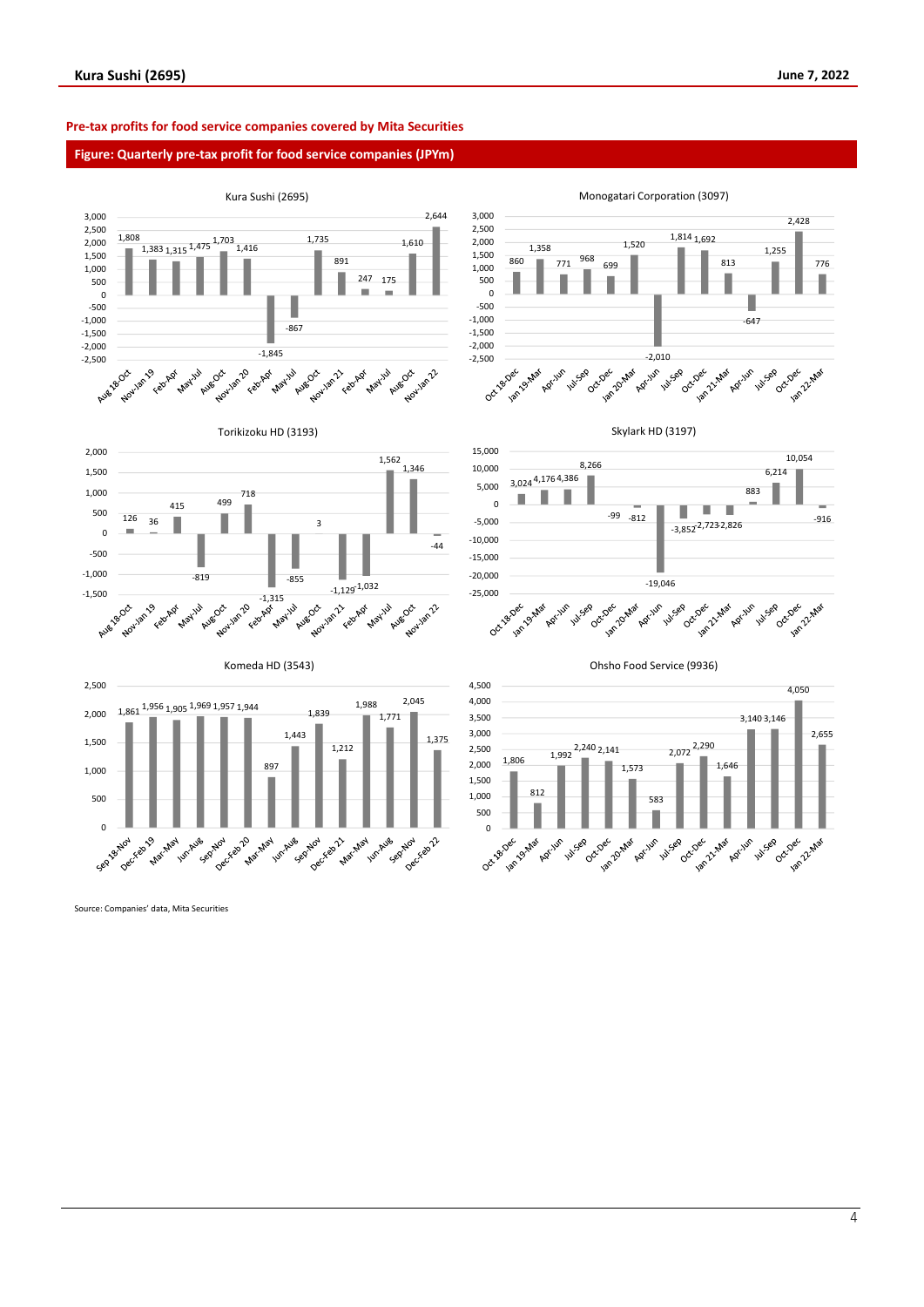**Pre-tax profits for food service companies covered by Mita Securities**

**Figure: Quarterly pre-tax profit for food service companies (JPYm)**

Kura Sushi (2695)

| Period | Pre-tax profit |
|---|---|
| Aug 18-Oct | 1,808 |
| Nov-Jan 19 | 1,383 |
| Feb-Apr | 1,315 |
| May-Jul | 1,475 |
| Aug-Oct | 1,703 |
| Nov-Jan 20 | 1,416 |
| Feb-Apr | -1,845 |
| May-Jul | -867 |
| Aug-Oct | 1,735 |
| Nov-Jan 21 | 891 |
| Feb-Apr | 247 |
| May-Jul | 175 |
| Aug-Oct | 1,610 |
| Nov-Jan 22 | 2,644 |

Monogatari Corporation (3097)

| Period | Pre-tax profit |
|---|---|
| Oct 18-Dec | 860 |
| Jan 19-Mar | 1,358 |
| Apr-Jun | 771 |
| Jul-Sep | 968 |
| Oct-Dec | 699 |
| Jan 20-Mar | 1,520 |
| Apr-Jun | -2,010 |
| Jul-Sep | 1,814 |
| Oct-Dec | 1,692 |
| Jan 21-Mar | 813 |
| Apr-Jun | -647 |
| Jul-Sep | 1,255 |
| Oct-Dec | 2,428 |
| Jan 22-Mar | 776 |

Torikizoku HD (3193)

| Period | Pre-tax profit |
|---|---|
| Aug 18-Oct | 126 |
| Nov-Jan 19 | 36 |
| Feb-Apr | 415 |
| May-Jul | -819 |
| Aug-Oct | 499 |
| Nov-Jan 20 | 718 |
| Feb-Apr | -1,315 |
| May-Jul | -855 |
| Aug-Oct | 3 |
| Nov-Jan 21 | -1,129 |
| Feb-Apr | -1,032 |
| May-Jul | 1,562 |
| Aug-Oct | 1,346 |
| Nov-Jan 22 | -44 |

Skylark HD (3197)

| Period | Pre-tax profit |
|---|---|
| Oct 18-Dec | 3,024 |
| Jan 19-Mar | 4,176 |
| Apr-Jun | 4,386 |
| Jul-Sep | 8,266 |
| Oct-Dec | -99 |
| Jan 20-Mar | -812 |
| Apr-Jun | -19,046 |
| Jul-Sep | -3,852 |
| Oct-Dec | -2,723 |
| Jan 21-Mar | -2,826 |
| Apr-Jun | 883 |
| Jul-Sep | 6,214 |
| Oct-Dec | 10,054 |
| Jan 22-Mar | -916 |

Komeda HD (3543)

| Period | Pre-tax profit |
|---|---|
| Sep 18-Nov | 1,861 |
| Dec-Feb 19 | 1,956 |
| Mar-May | 1,905 |
| Jun-Aug | 1,969 |
| Sep-Nov | 1,957 |
| Dec-Feb 20 | 1,944 |
| Mar-May | 897 |
| Jun-Aug | 1,443 |
| Sep-Nov | 1,839 |
| Dec-Feb 21 | 1,212 |
| Mar-May | 1,988 |
| Jun-Aug | 1,771 |
| Sep-Nov | 2,045 |
| Dec-Feb 22 | 1,375 |

Ohsho Food Service (9936)

| Period | Pre-tax profit |
|---|---|
| Oct 18-Dec | 1,806 |
| Jan 19-Mar | 812 |
| Apr-Jun | 1,992 |
| Jul-Sep | 2,240 |
| Oct-Dec | 2,141 |
| Jan 20-Mar | 1,573 |
| Apr-Jun | 583 |
| Jul-Sep | 2,072 |
| Oct-Dec | 2,290 |
| Jan 21-Mar | 1,646 |
| Apr-Jun | 3,140 |
| Jul-Sep | 3,146 |
| Oct-Dec | 4,050 |
| Jan 22-Mar | 2,655 |

Source: Companies' data, Mita Securities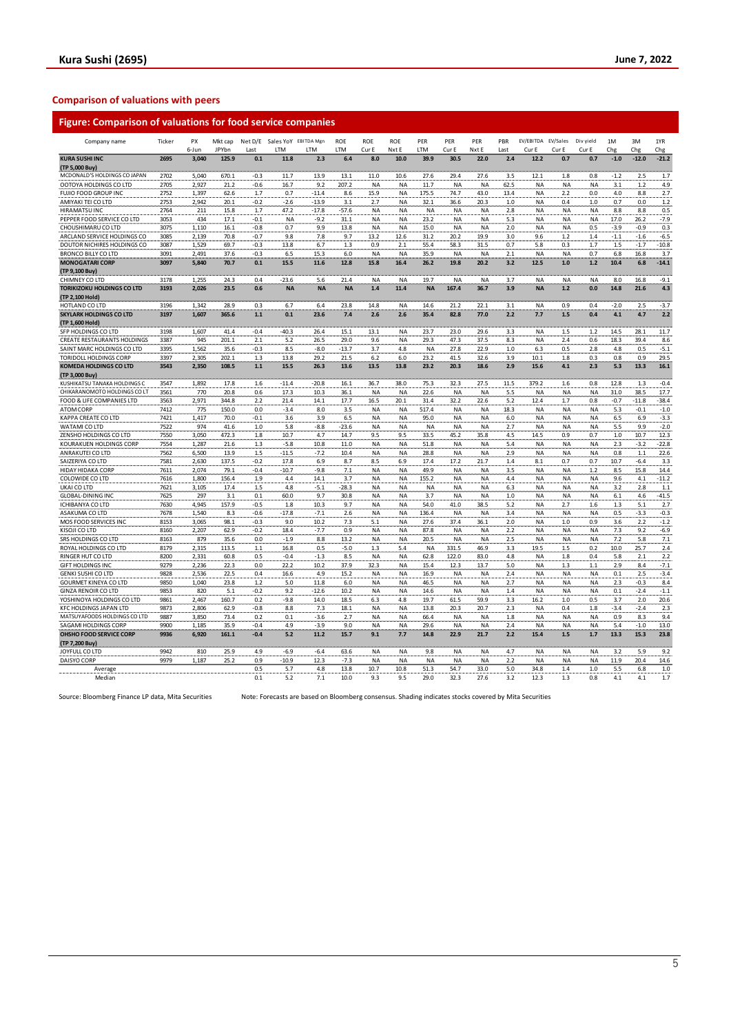## Comparison of valuations with peers

### Figure: Comparison of valuations for food service companies

| Company name | Ticker | PX 6-Jun | Mkt cap JPYbn | Net D/E Last | Sales YoY LTM | EBITDA Mgn LTM | ROE LTM | ROE Cur E | ROE Nxt E | PER LTM | PER Cur E | PER Nxt E | PBR Last | EV/EBITDA Cur E | EV/Sales Cur E | Div yield Cur E | 1M Chg | 3M Chg | 1YR Chg |
|---|---|---|---|---|---|---|---|---|---|---|---|---|---|---|---|---|---|---|---|
| **KURA SUSHI INC (TP 5,000 Buy)** | **2695** | **3,040** | **125.9** | **0.1** | **11.8** | **2.3** | **6.4** | **8.0** | **10.0** | **39.9** | **30.5** | **22.0** | **2.4** | **12.2** | **0.7** | **0.7** | **-1.0** | **-12.0** | **-21.2** |
| MCDONALD'S HOLDINGS CO JAPAN | 2702 | 5,040 | 670.1 | -0.3 | 11.7 | 13.9 | 13.1 | 11.0 | 10.6 | 27.6 | 29.4 | 27.6 | 3.5 | 12.1 | 1.8 | 0.8 | -1.2 | 2.5 | 1.7 |
| OOTOYA HOLDINGS CO LTD | 2705 | 2,927 | 21.2 | -0.6 | 16.7 | 9.2 | 207.2 | NA | NA | 11.7 | NA | NA | 62.5 | NA | NA | NA | 3.1 | 1.2 | 4.9 |
| FUJIO FOOD GROUP INC | 2752 | 1,397 | 62.6 | 1.7 | 0.7 | -11.4 | 8.6 | 15.9 | NA | 175.5 | 74.7 | 43.0 | 13.4 | NA | 2.2 | 0.0 | 4.0 | 8.8 | 2.7 |
| AMIYAKI TEI CO LTD | 2753 | 2,942 | 20.1 | -0.2 | -2.6 | -13.9 | 3.1 | 2.7 | NA | 32.1 | 36.6 | 20.3 | 1.0 | NA | 0.4 | 1.0 | 0.7 | 0.0 | 1.2 |
| HIRAMATSU INC | 2764 | 211 | 15.8 | 1.7 | 47.2 | -17.8 | -57.6 | NA | NA | NA | NA | NA | 2.8 | NA | NA | NA | 8.8 | 8.8 | 0.5 |
| PEPPER FOOD SERVICE CO LTD | 3053 | 434 | 17.1 | -0.1 | NA | -9.2 | 31.1 | NA | NA | 23.2 | NA | NA | 5.3 | NA | NA | NA | 17.0 | 26.2 | -7.9 |
| CHOUSHIMARU CO LTD | 3075 | 1,110 | 16.1 | -0.8 | 0.7 | 9.9 | 13.8 | NA | NA | 15.0 | NA | NA | 2.0 | NA | NA | 0.5 | -3.9 | -0.9 | 0.3 |
| ARCLAND SERVICE HOLDINGS CO | 3085 | 2,139 | 70.8 | -0.7 | 9.8 | 7.8 | 9.7 | 13.2 | 12.6 | 31.2 | 20.2 | 19.9 | 3.0 | 9.6 | 1.2 | 1.4 | -1.1 | -1.6 | -6.5 |
| DOUTOR NICHIRES HOLDINGS CO | 3087 | 1,529 | 69.7 | -0.3 | 13.8 | 6.7 | 1.3 | 0.9 | 2.1 | 55.4 | 58.3 | 31.5 | 0.7 | 5.8 | 0.3 | 1.7 | 1.5 | -1.7 | -10.8 |
| BRONCO BILLY CO LTD | 3091 | 2,491 | 37.6 | -0.3 | 6.5 | 15.3 | 6.0 | NA | NA | 35.9 | NA | NA | 2.1 | NA | NA | 0.7 | 6.8 | 16.8 | 3.7 |
| **MONOGATARI CORP (TP 9,100 Buy)** | **3097** | **5,840** | **70.7** | **0.1** | **15.5** | **11.6** | **12.8** | **15.8** | **16.4** | **26.2** | **19.8** | **20.2** | **3.2** | **12.5** | **1.0** | **1.2** | **10.4** | **6.8** | **-14.1** |
| CHIMNEY CO LTD | 3178 | 1,255 | 24.3 | 0.4 | -23.6 | 5.6 | 21.4 | NA | NA | 19.7 | NA | NA | 3.7 | NA | NA | NA | 8.0 | 16.8 | -9.1 |
| **TORIKIZOKU HOLDINGS CO LTD (TP 2,100 Hold)** | **3193** | **2,026** | **23.5** | **0.6** | **NA** | **NA** | **NA** | **1.4** | **11.4** | **NA** | **167.4** | **36.7** | **3.9** | **NA** | **1.2** | **0.0** | **14.8** | **21.6** | **4.3** |
| HOTLAND CO LTD | 3196 | 1,342 | 28.9 | 0.3 | 6.7 | 6.4 | 23.8 | 14.8 | NA | 14.6 | 21.2 | 22.1 | 3.1 | NA | 0.9 | 0.4 | -2.0 | 2.5 | -3.7 |
| **SKYLARK HOLDINGS CO LTD (TP 1,600 Hold)** | **3197** | **1,607** | **365.6** | **1.1** | **0.1** | **23.6** | **7.4** | **2.6** | **2.6** | **35.4** | **82.8** | **77.0** | **2.2** | **7.7** | **1.5** | **0.4** | **4.1** | **4.7** | **2.2** |
| SFP HOLDINGS CO LTD | 3198 | 1,607 | 41.4 | -0.4 | -40.3 | 26.4 | 15.1 | 13.1 | NA | 23.7 | 23.0 | 29.6 | 3.3 | NA | 1.5 | 1.2 | 14.5 | 28.1 | 11.7 |
| CREATE RESTAURANTS HOLDINGS | 3387 | 945 | 201.1 | 2.1 | 5.2 | 26.5 | 29.0 | 9.6 | NA | 29.3 | 47.3 | 37.5 | 8.3 | NA | 2.4 | 0.6 | 18.3 | 39.4 | 8.6 |
| SAINT MARC HOLDINGS CO LTD | 3395 | 1,562 | 35.6 | -0.3 | 8.5 | -8.0 | -13.7 | 3.7 | 4.8 | NA | 27.8 | 22.9 | 1.0 | 6.3 | 0.5 | 2.8 | 4.8 | 0.5 | -5.1 |
| TORIDOLL HOLDINGS CORP | 3397 | 2,305 | 202.1 | 1.3 | 13.8 | 29.2 | 21.5 | 6.2 | 6.0 | 23.2 | 41.5 | 32.6 | 3.9 | 10.1 | 1.8 | 0.3 | 0.8 | 0.9 | 29.5 |
| **KOMEDA HOLDINGS CO LTD (TP 3,000 Buy)** | **3543** | **2,350** | **108.5** | **1.1** | **15.5** | **26.3** | **13.6** | **13.5** | **13.8** | **23.2** | **20.3** | **18.6** | **2.9** | **15.6** | **4.1** | **2.3** | **5.3** | **13.3** | **16.1** |
| KUSHIKATSU TANAKA HOLDINGS C | 3547 | 1,892 | 17.8 | 1.6 | -11.4 | -20.8 | 16.1 | 36.7 | 38.0 | 75.3 | 32.3 | 27.5 | 11.5 | 379.2 | 1.6 | 0.8 | 12.8 | 1.3 | -0.4 |
| CHIKARANOMOTO HOLDINGS CO LT | 3561 | 770 | 20.8 | 0.6 | 17.3 | 10.3 | 36.1 | NA | NA | 22.6 | NA | NA | 5.5 | NA | NA | NA | 31.0 | 38.5 | 17.7 |
| FOOD & LIFE COMPANIES LTD | 3563 | 2,971 | 344.8 | 2.2 | 21.4 | 14.1 | 17.7 | 16.5 | 20.1 | 31.4 | 32.2 | 22.6 | 5.2 | 12.4 | 1.7 | 0.8 | -0.7 | -11.8 | -38.4 |
| ATOM CORP | 7412 | 775 | 150.0 | 0.0 | -3.4 | 8.0 | 3.5 | NA | NA | 517.4 | NA | NA | 18.3 | NA | NA | NA | 5.3 | -0.1 | -1.0 |
| KAPPA CREATE CO LTD | 7421 | 1,417 | 70.0 | -0.1 | 3.6 | 3.9 | 6.5 | NA | NA | 95.0 | NA | NA | 6.0 | NA | NA | NA | 6.5 | 6.9 | -3.3 |
| WATAMI CO LTD | 7522 | 974 | 41.6 | 1.0 | 5.8 | -8.8 | -23.6 | NA | NA | NA | NA | NA | 2.7 | NA | NA | NA | 5.5 | 9.9 | -2.0 |
| ZENSHO HOLDINGS CO LTD | 7550 | 3,050 | 472.3 | 1.8 | 10.7 | 4.7 | 14.7 | 9.5 | 9.5 | 33.5 | 45.2 | 35.8 | 4.5 | 14.5 | 0.9 | 0.7 | 1.0 | 10.7 | 12.3 |
| KOURAKUEN HOLDINGS CORP | 7554 | 1,287 | 21.6 | 1.3 | -5.8 | 10.8 | 11.0 | NA | NA | 51.8 | NA | NA | 5.4 | NA | NA | NA | 2.3 | -3.2 | -22.8 |
| ANRAKUTEI CO LTD | 7562 | 6,500 | 13.9 | 1.5 | -11.5 | -7.2 | 10.4 | NA | NA | 28.8 | NA | NA | 2.9 | NA | NA | NA | 0.8 | 1.1 | 22.6 |
| SAIZERIYA CO LTD | 7581 | 2,630 | 137.5 | -0.2 | 17.8 | 6.9 | 8.7 | 8.5 | 6.9 | 17.4 | 17.2 | 21.7 | 1.4 | 8.1 | 0.7 | 0.7 | 10.7 | -6.4 | 3.3 |
| HIDAY HIDAKA CORP | 7611 | 2,074 | 79.1 | -0.4 | -10.7 | -9.8 | 7.1 | NA | NA | 49.9 | NA | NA | 3.5 | NA | NA | 1.2 | 8.5 | 15.8 | 14.4 |
| COLOWIDE CO LTD | 7616 | 1,800 | 156.4 | 1.9 | 4.4 | 14.1 | 3.7 | NA | NA | 155.2 | NA | NA | 4.4 | NA | NA | NA | 9.6 | 4.1 | -11.2 |
| UKAI CO LTD | 7621 | 3,105 | 17.4 | 1.5 | 4.8 | -5.1 | -28.3 | NA | NA | NA | NA | NA | 6.3 | NA | NA | NA | 3.2 | 2.8 | 1.1 |
| GLOBAL-DINING INC | 7625 | 297 | 3.1 | 0.1 | 60.0 | 9.7 | 30.8 | NA | NA | 3.7 | NA | NA | 1.0 | NA | NA | NA | 6.1 | 4.6 | -41.5 |
| ICHIBANYA CO LTD | 7630 | 4,945 | 157.9 | -0.5 | 1.8 | 10.3 | 9.7 | NA | NA | 54.0 | 41.0 | 38.5 | 5.2 | NA | 2.7 | 1.6 | 1.3 | 5.1 | 2.7 |
| ASAKUMA CO LTD | 7678 | 1,540 | 8.3 | -0.6 | -17.8 | -7.1 | 2.6 | NA | NA | 136.4 | NA | NA | 3.4 | NA | NA | NA | 0.5 | -3.3 | -0.3 |
| MOS FOOD SERVICES INC | 8153 | 3,065 | 98.1 | -0.3 | 9.0 | 10.2 | 7.3 | 5.1 | NA | 27.6 | 37.4 | 36.1 | 2.0 | NA | 1.0 | 0.9 | 3.6 | 2.2 | -1.2 |
| KISOJI CO LTD | 8160 | 2,207 | 62.9 | -0.2 | 18.4 | -7.7 | 0.9 | NA | NA | 87.8 | NA | NA | 2.2 | NA | NA | NA | 7.3 | 9.2 | -6.9 |
| SRS HOLDINGS CO LTD | 8163 | 879 | 35.6 | 0.0 | -1.9 | 8.8 | 13.2 | NA | NA | 20.5 | NA | NA | 2.5 | NA | NA | NA | 7.2 | 5.8 | 7.1 |
| ROYAL HOLDINGS CO LTD | 8179 | 2,315 | 113.5 | 1.1 | 16.8 | 0.5 | -5.0 | 1.3 | 5.4 | NA | 331.5 | 46.9 | 3.3 | 19.5 | 1.5 | 0.2 | 10.0 | 25.7 | 2.4 |
| RINGER HUT CO LTD | 8200 | 2,331 | 60.8 | 0.5 | -0.4 | -1.3 | 8.5 | NA | NA | 62.8 | 122.0 | 83.0 | 4.8 | NA | 1.8 | 0.4 | 5.8 | 2.1 | 2.2 |
| GIFT HOLDINGS INC | 9279 | 2,236 | 22.3 | 0.0 | 22.2 | 10.2 | 37.9 | 32.3 | NA | 15.4 | 12.3 | 13.7 | 5.0 | NA | 1.3 | 1.1 | 2.9 | 8.4 | -7.1 |
| GENKI SUSHI CO LTD | 9828 | 2,536 | 22.5 | 0.4 | 16.6 | 4.9 | 15.2 | NA | NA | 16.9 | NA | NA | 2.4 | NA | NA | NA | 0.1 | 2.5 | -3.4 |
| GOURMET KINEYA CO LTD | 9850 | 1,040 | 23.8 | 1.2 | 5.0 | 11.8 | 6.0 | NA | NA | 46.5 | NA | NA | 2.7 | NA | NA | NA | 2.3 | -0.3 | 8.4 |
| GINZA RENOIR CO LTD | 9853 | 820 | 5.1 | -0.2 | 9.2 | -12.6 | 10.2 | NA | NA | 14.6 | NA | NA | 1.4 | NA | NA | NA | 0.1 | -2.4 | -1.1 |
| YOSHINOYA HOLDINGS CO LTD | 9861 | 2,467 | 160.7 | 0.2 | -9.8 | 14.0 | 18.5 | 6.3 | 4.8 | 19.7 | 61.5 | 59.9 | 3.3 | 16.2 | 1.0 | 0.5 | 3.7 | 2.0 | 20.6 |
| KFC HOLDINGS JAPAN LTD | 9873 | 2,806 | 62.9 | -0.8 | 8.8 | 7.3 | 18.1 | NA | NA | 13.8 | 20.3 | 20.7 | 2.3 | NA | 0.4 | 1.8 | -3.4 | -2.4 | 2.3 |
| MATSUYAFOODS HOLDINGS CO LTD | 9887 | 3,850 | 73.4 | 0.2 | 0.1 | -3.6 | 2.7 | NA | NA | 66.4 | NA | NA | 1.8 | NA | NA | NA | 0.9 | 8.3 | 9.4 |
| SAGAMI HOLDINGS CORP | 9900 | 1,185 | 35.9 | -0.4 | 4.9 | -3.9 | 9.0 | NA | NA | 29.6 | NA | NA | 2.4 | NA | NA | NA | 5.4 | -1.0 | 13.0 |
| **OHSHO FOOD SERVICE CORP (TP 7,200 Buy)** | **9936** | **6,920** | **161.1** | **-0.4** | **5.2** | **11.2** | **15.7** | **9.1** | **7.7** | **14.8** | **22.9** | **21.7** | **2.2** | **15.4** | **1.5** | **1.7** | **13.3** | **15.3** | **23.8** |
| JOYFULL CO LTD | 9942 | 810 | 25.9 | 4.9 | -6.9 | -6.4 | 63.6 | NA | NA | 9.8 | NA | NA | 4.7 | NA | NA | NA | 3.2 | 5.9 | 9.2 |
| DAISYO CORP | 9979 | 1,187 | 25.2 | 0.9 | -10.9 | 12.3 | -7.3 | NA | NA | NA | NA | NA | 2.2 | NA | NA | NA | 11.9 | 20.4 | 14.6 |
| Average | | | | 0.5 | 5.7 | 4.8 | 13.8 | 10.7 | 10.8 | 51.3 | 54.7 | 33.0 | 5.0 | 34.8 | 1.4 | 1.0 | 5.5 | 6.8 | 1.0 |
| Median | | | | 0.1 | 5.2 | 7.1 | 10.0 | 9.3 | 9.5 | 29.0 | 32.3 | 27.6 | 3.2 | 12.3 | 1.3 | 0.8 | 4.1 | 4.1 | 1.7 |

Source: Bloomberg Finance LP data, Mita Securities     Note: Forecasts are based on Bloomberg consensus. Shading indicates stocks covered by Mita Securities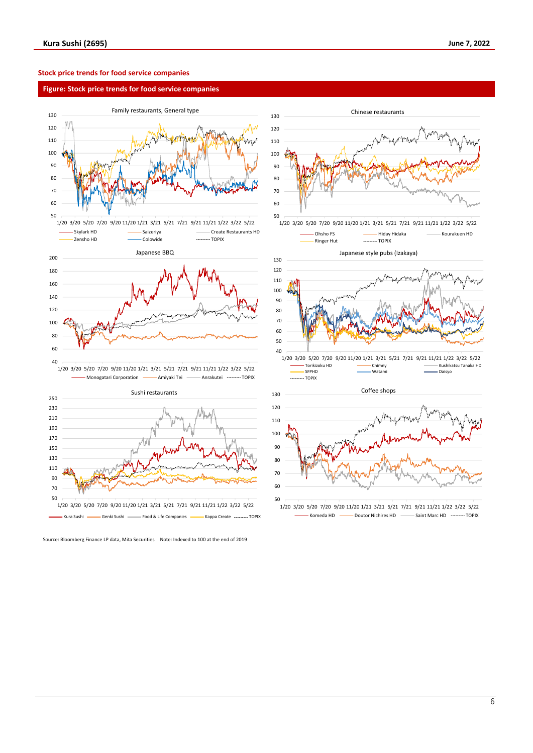## Stock price trends for food service companies

**Figure: Stock price trends for food service companies**

Family restaurants, General type

Skylark HD, Saizeriya, Create Restaurants HD, Zensho HD, Colowide, TOPIX

Chinese restaurants

Ohsho FS, Hiday Hidaka, Kourakuen HD, Ringer Hut, TOPIX

Japanese BBQ

Monogatari Corporation, Amiyaki Tei, Anrakutei, TOPIX

Japanese style pubs (Izakaya)

Torikizoku HD, Chimny, Kushikatsu Tanaka HD, SFPHD, Watami, Daisyo, TOPIX

Sushi restaurants

Kura Sushi, Genki Sushi, Food & Life Companies, Kappa Create, TOPIX

Coffee shops

Komeda HD, Doutor Nichires HD, Saint Marc HD, TOPIX

Source: Bloomberg Finance LP data, Mita Securities Note: Indexed to 100 at the end of 2019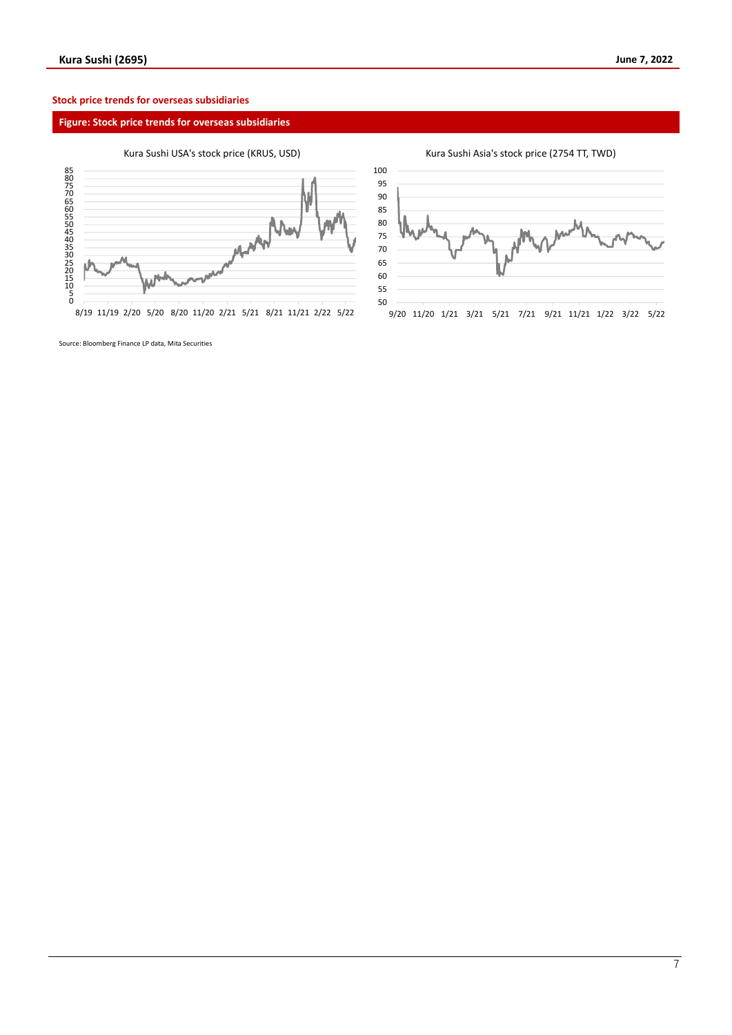**Stock price trends for overseas subsidiaries**

**Figure: Stock price trends for overseas subsidiaries**

Kura Sushi USA's stock price (KRUS, USD)

Kura Sushi Asia's stock price (2754 TT, TWD)

Source: Bloomberg Finance LP data, Mita Securities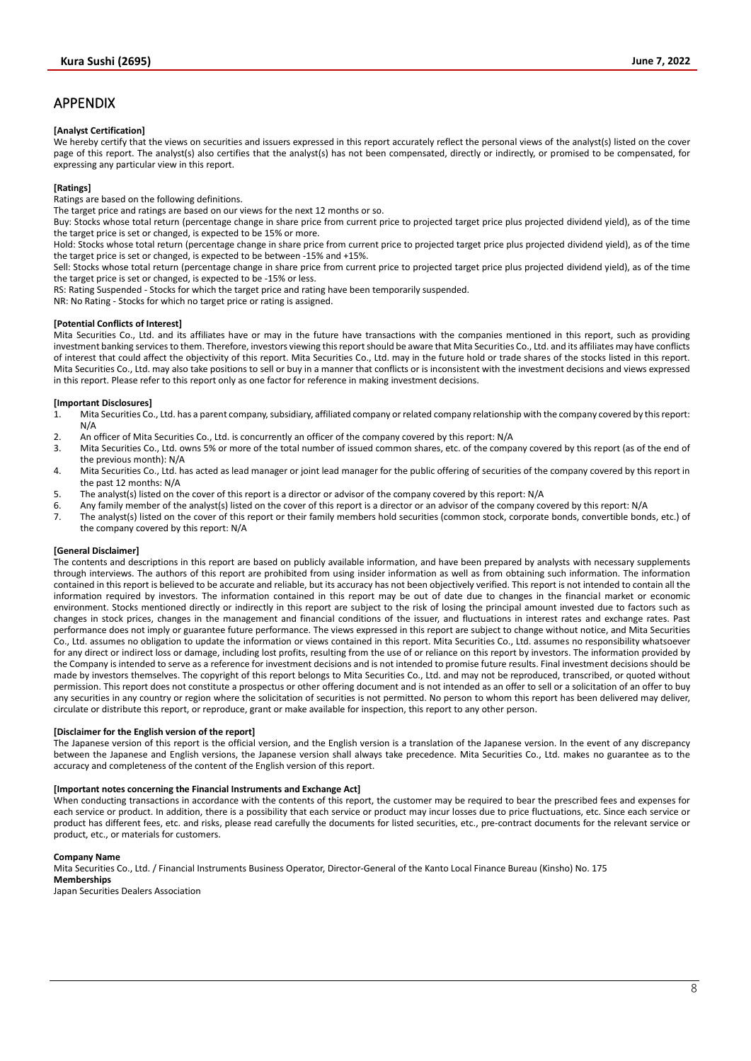# APPENDIX

**[Analyst Certification]**

We hereby certify that the views on securities and issuers expressed in this report accurately reflect the personal views of the analyst(s) listed on the cover page of this report. The analyst(s) also certifies that the analyst(s) has not been compensated, directly or indirectly, or promised to be compensated, for expressing any particular view in this report.

**[Ratings]**

Ratings are based on the following definitions.

The target price and ratings are based on our views for the next 12 months or so.

Buy: Stocks whose total return (percentage change in share price from current price to projected target price plus projected dividend yield), as of the time the target price is set or changed, is expected to be 15% or more.

Hold: Stocks whose total return (percentage change in share price from current price to projected target price plus projected dividend yield), as of the time the target price is set or changed, is expected to be between -15% and +15%.

Sell: Stocks whose total return (percentage change in share price from current price to projected target price plus projected dividend yield), as of the time the target price is set or changed, is expected to be -15% or less.

RS: Rating Suspended - Stocks for which the target price and rating have been temporarily suspended.

NR: No Rating - Stocks for which no target price or rating is assigned.

**[Potential Conflicts of Interest]**

Mita Securities Co., Ltd. and its affiliates have or may in the future have transactions with the companies mentioned in this report, such as providing investment banking services to them. Therefore, investors viewing this report should be aware that Mita Securities Co., Ltd. and its affiliates may have conflicts of interest that could affect the objectivity of this report. Mita Securities Co., Ltd. may in the future hold or trade shares of the stocks listed in this report. Mita Securities Co., Ltd. may also take positions to sell or buy in a manner that conflicts or is inconsistent with the investment decisions and views expressed in this report. Please refer to this report only as one factor for reference in making investment decisions.

**[Important Disclosures]**

1. Mita Securities Co., Ltd. has a parent company, subsidiary, affiliated company or related company relationship with the company covered by this report: N/A
2. An officer of Mita Securities Co., Ltd. is concurrently an officer of the company covered by this report: N/A
3. Mita Securities Co., Ltd. owns 5% or more of the total number of issued common shares, etc. of the company covered by this report (as of the end of the previous month): N/A
4. Mita Securities Co., Ltd. has acted as lead manager or joint lead manager for the public offering of securities of the company covered by this report in the past 12 months: N/A
5. The analyst(s) listed on the cover of this report is a director or advisor of the company covered by this report: N/A
6. Any family member of the analyst(s) listed on the cover of this report is a director or an advisor of the company covered by this report: N/A
7. The analyst(s) listed on the cover of this report or their family members hold securities (common stock, corporate bonds, convertible bonds, etc.) of the company covered by this report: N/A

**[General Disclaimer]**

The contents and descriptions in this report are based on publicly available information, and have been prepared by analysts with necessary supplements through interviews. The authors of this report are prohibited from using insider information as well as from obtaining such information. The information contained in this report is believed to be accurate and reliable, but its accuracy has not been objectively verified. This report is not intended to contain all the information required by investors. The information contained in this report may be out of date due to changes in the financial market or economic environment. Stocks mentioned directly or indirectly in this report are subject to the risk of losing the principal amount invested due to factors such as changes in stock prices, changes in the management and financial conditions of the issuer, and fluctuations in interest rates and exchange rates. Past performance does not imply or guarantee future performance. The views expressed in this report are subject to change without notice, and Mita Securities Co., Ltd. assumes no obligation to update the information or views contained in this report. Mita Securities Co., Ltd. assumes no responsibility whatsoever for any direct or indirect loss or damage, including lost profits, resulting from the use of or reliance on this report by investors. The information provided by the Company is intended to serve as a reference for investment decisions and is not intended to promise future results. Final investment decisions should be made by investors themselves. The copyright of this report belongs to Mita Securities Co., Ltd. and may not be reproduced, transcribed, or quoted without permission. This report does not constitute a prospectus or other offering document and is not intended as an offer to sell or a solicitation of an offer to buy any securities in any country or region where the solicitation of securities is not permitted. No person to whom this report has been delivered may deliver, circulate or distribute this report, or reproduce, grant or make available for inspection, this report to any other person.

**[Disclaimer for the English version of the report]**

The Japanese version of this report is the official version, and the English version is a translation of the Japanese version. In the event of any discrepancy between the Japanese and English versions, the Japanese version shall always take precedence. Mita Securities Co., Ltd. makes no guarantee as to the accuracy and completeness of the content of the English version of this report.

**[Important notes concerning the Financial Instruments and Exchange Act]**

When conducting transactions in accordance with the contents of this report, the customer may be required to bear the prescribed fees and expenses for each service or product. In addition, there is a possibility that each service or product may incur losses due to price fluctuations, etc. Since each service or product has different fees, etc. and risks, please read carefully the documents for listed securities, etc., pre-contract documents for the relevant service or product, etc., or materials for customers.

**Company Name**

Mita Securities Co., Ltd. / Financial Instruments Business Operator, Director-General of the Kanto Local Finance Bureau (Kinsho) No. 175

**Memberships**

Japan Securities Dealers Association